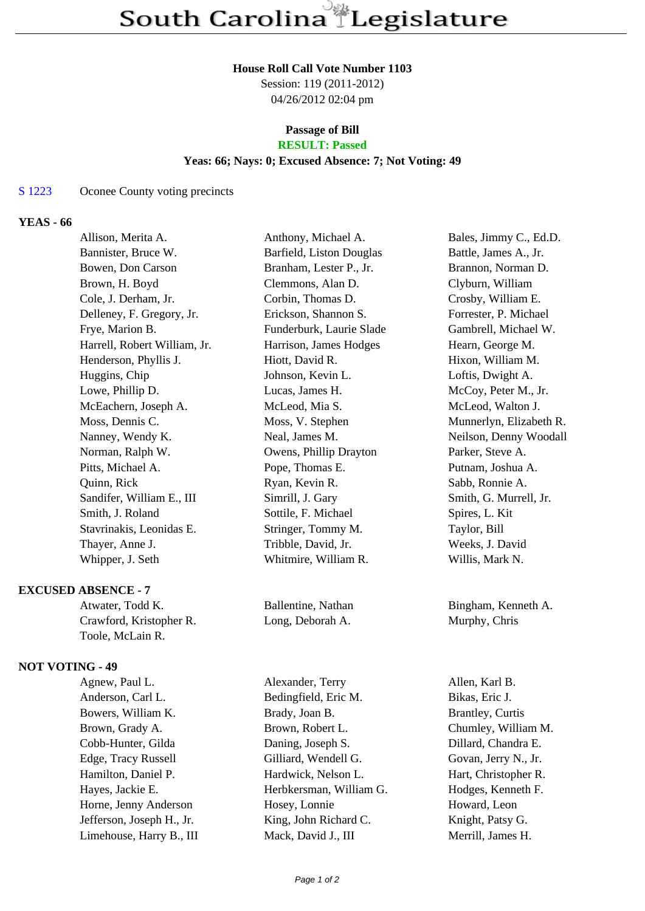# South Carolina Legislature

**House Roll Call Vote Number 1103**
Session: 119 (2011-2012)
04/26/2012 02:04 pm

**Passage of Bill**
**RESULT: Passed**
**Yeas: 66; Nays: 0; Excused Absence: 7; Not Voting: 49**

S 1223 Oconee County voting precincts

## YEAS - 66

| | | |
|---|---|---|
| Allison, Merita A. | Anthony, Michael A. | Bales, Jimmy C., Ed.D. |
| Bannister, Bruce W. | Barfield, Liston Douglas | Battle, James A., Jr. |
| Bowen, Don Carson | Branham, Lester P., Jr. | Brannon, Norman D. |
| Brown, H. Boyd | Clemmons, Alan D. | Clyburn, William |
| Cole, J. Derham, Jr. | Corbin, Thomas D. | Crosby, William E. |
| Delleney, F. Gregory, Jr. | Erickson, Shannon S. | Forrester, P. Michael |
| Frye, Marion B. | Funderburk, Laurie Slade | Gambrell, Michael W. |
| Harrell, Robert William, Jr. | Harrison, James Hodges | Hearn, George M. |
| Henderson, Phyllis J. | Hiott, David R. | Hixon, William M. |
| Huggins, Chip | Johnson, Kevin L. | Loftis, Dwight A. |
| Lowe, Phillip D. | Lucas, James H. | McCoy, Peter M., Jr. |
| McEachern, Joseph A. | McLeod, Mia S. | McLeod, Walton J. |
| Moss, Dennis C. | Moss, V. Stephen | Munnerlyn, Elizabeth R. |
| Nanney, Wendy K. | Neal, James M. | Neilson, Denny Woodall |
| Norman, Ralph W. | Owens, Phillip Drayton | Parker, Steve A. |
| Pitts, Michael A. | Pope, Thomas E. | Putnam, Joshua A. |
| Quinn, Rick | Ryan, Kevin R. | Sabb, Ronnie A. |
| Sandifer, William E., III | Simrill, J. Gary | Smith, G. Murrell, Jr. |
| Smith, J. Roland | Sottile, F. Michael | Spires, L. Kit |
| Stavrinakis, Leonidas E. | Stringer, Tommy M. | Taylor, Bill |
| Thayer, Anne J. | Tribble, David, Jr. | Weeks, J. David |
| Whipper, J. Seth | Whitmire, William R. | Willis, Mark N. |

## EXCUSED ABSENCE - 7

| | | |
|---|---|---|
| Atwater, Todd K. | Ballentine, Nathan | Bingham, Kenneth A. |
| Crawford, Kristopher R. | Long, Deborah A. | Murphy, Chris |
| Toole, McLain R. | | |

## NOT VOTING - 49

| | | |
|---|---|---|
| Agnew, Paul L. | Alexander, Terry | Allen, Karl B. |
| Anderson, Carl L. | Bedingfield, Eric M. | Bikas, Eric J. |
| Bowers, William K. | Brady, Joan B. | Brantley, Curtis |
| Brown, Grady A. | Brown, Robert L. | Chumley, William M. |
| Cobb-Hunter, Gilda | Daning, Joseph S. | Dillard, Chandra E. |
| Edge, Tracy Russell | Gilliard, Wendell G. | Govan, Jerry N., Jr. |
| Hamilton, Daniel P. | Hardwick, Nelson L. | Hart, Christopher R. |
| Hayes, Jackie E. | Herbkersman, William G. | Hodges, Kenneth F. |
| Horne, Jenny Anderson | Hosey, Lonnie | Howard, Leon |
| Jefferson, Joseph H., Jr. | King, John Richard C. | Knight, Patsy G. |
| Limehouse, Harry B., III | Mack, David J., III | Merrill, James H. |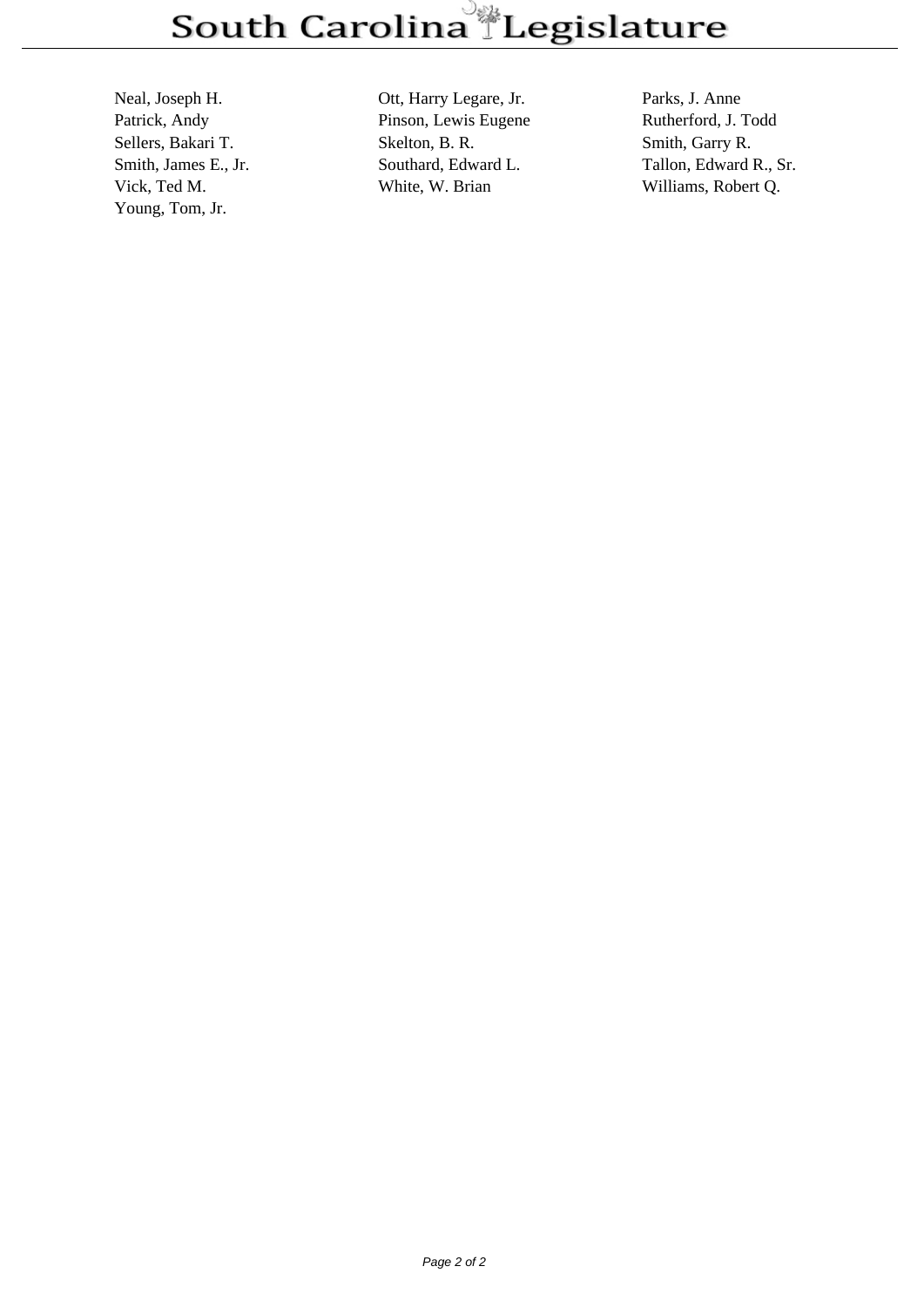Neal, Joseph H.
Ott, Harry Legare, Jr.
Parks, J. Anne
Patrick, Andy
Pinson, Lewis Eugene
Rutherford, J. Todd
Sellers, Bakari T.
Skelton, B. R.
Smith, Garry R.
Smith, James E., Jr.
Southard, Edward L.
Tallon, Edward R., Sr.
Vick, Ted M.
White, W. Brian
Williams, Robert Q.
Young, Tom, Jr.